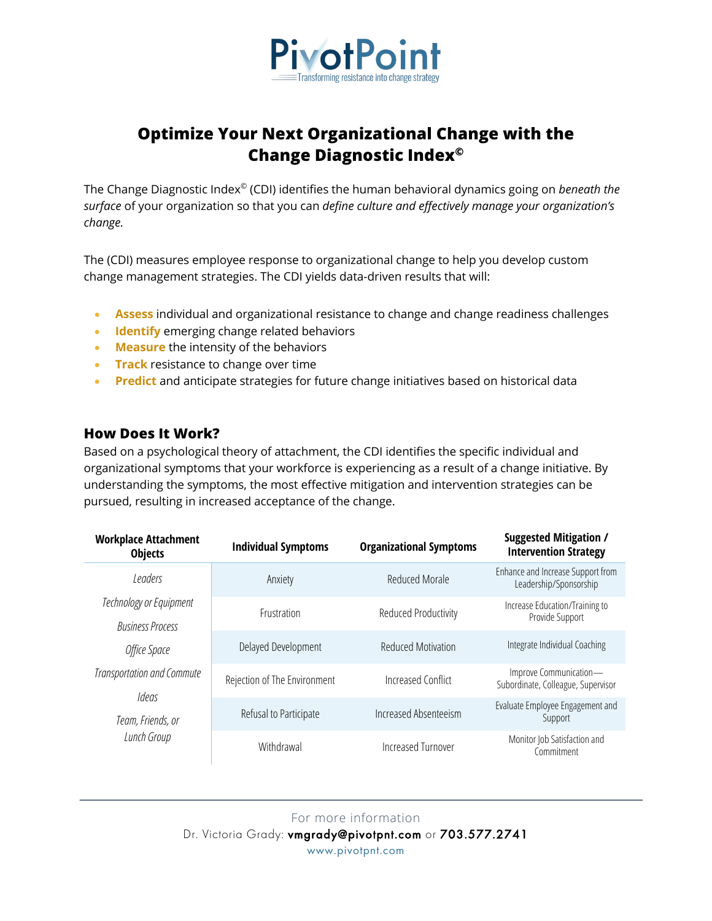# PivotPoint

Transforming resistance into change strategy

## Optimize Your Next Organizational Change with the Change Diagnostic Index©

The Change Diagnostic Index© (CDI) identifies the human behavioral dynamics going on *beneath the surface* of your organization so that you can *define culture and effectively manage your organization's change.*

The (CDI) measures employee response to organizational change to help you develop custom change management strategies. The CDI yields data-driven results that will:

- **Assess** individual and organizational resistance to change and change readiness challenges
- **Identify** emerging change related behaviors
- **Measure** the intensity of the behaviors
- **Track** resistance to change over time
- **Predict** and anticipate strategies for future change initiatives based on historical data

### How Does It Work?

Based on a psychological theory of attachment, the CDI identifies the specific individual and organizational symptoms that your workforce is experiencing as a result of a change initiative. By understanding the symptoms, the most effective mitigation and intervention strategies can be pursued, resulting in increased acceptance of the change.

| Workplace Attachment Objects | Individual Symptoms | Organizational Symptoms | Suggested Mitigation / Intervention Strategy |
|---|---|---|---|
| *Leaders* | Anxiety | Reduced Morale | Enhance and Increase Support from Leadership/Sponsorship |
| *Technology or Equipment* | Frustration | Reduced Productivity | Increase Education/Training to Provide Support |
| *Business Process* | Delayed Development | Reduced Motivation | Integrate Individual Coaching |
| *Office Space* | Rejection of The Environment | Increased Conflict | Improve Communication—Subordinate, Colleague, Supervisor |
| *Transportation and Commute* | Refusal to Participate | Increased Absenteeism | Evaluate Employee Engagement and Support |
| *Ideas* | Withdrawal | Increased Turnover | Monitor Job Satisfaction and Commitment |
| *Team, Friends, or Lunch Group* | | | |

For more information

Dr. Victoria Grady: **vmgrady@pivotpnt.com** or **703.577.2741**

www.pivotpnt.com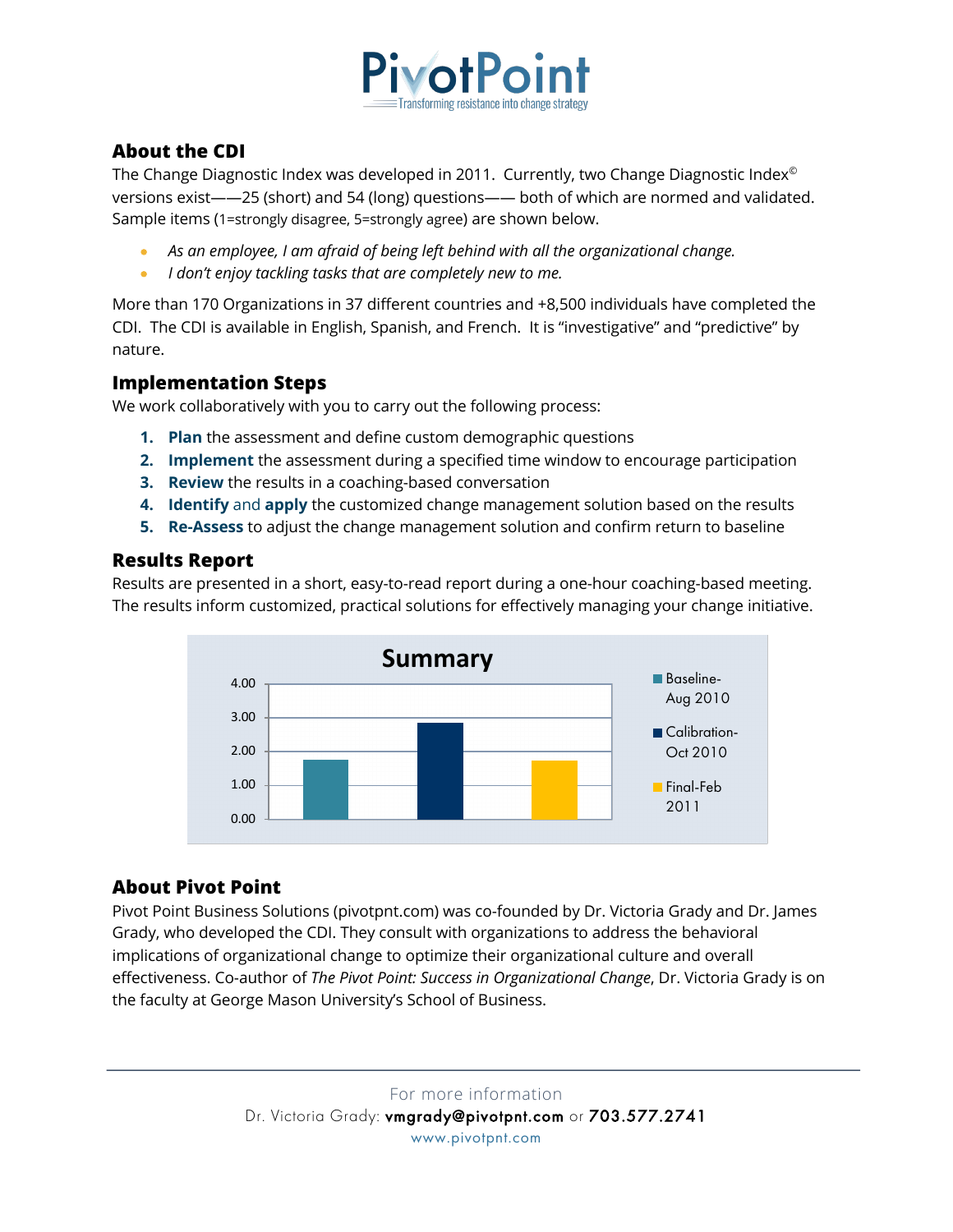# PivotPoint

Transforming resistance into change strategy

## About the CDI

The Change Diagnostic Index was developed in 2011. Currently, two Change Diagnostic Index© versions exist——25 (short) and 54 (long) questions—— both of which are normed and validated. Sample items (1=strongly disagree, 5=strongly agree) are shown below.

- *As an employee, I am afraid of being left behind with all the organizational change.*
- *I don't enjoy tackling tasks that are completely new to me.*

More than 170 Organizations in 37 different countries and +8,500 individuals have completed the CDI. The CDI is available in English, Spanish, and French. It is "investigative" and "predictive" by nature.

## Implementation Steps

We work collaboratively with you to carry out the following process:

1. **Plan** the assessment and define custom demographic questions
2. **Implement** the assessment during a specified time window to encourage participation
3. **Review** the results in a coaching-based conversation
4. **Identify** and **apply** the customized change management solution based on the results
5. **Re-Assess** to adjust the change management solution and confirm return to baseline

## Results Report

Results are presented in a short, easy-to-read report during a one-hour coaching-based meeting. The results inform customized, practical solutions for effectively managing your change initiative.

Summary

4.00
3.00
2.00
1.00
0.00

Baseline-Aug 2010
Calibration-Oct 2010
Final-Feb 2011

## About Pivot Point

Pivot Point Business Solutions (pivotpnt.com) was co-founded by Dr. Victoria Grady and Dr. James Grady, who developed the CDI. They consult with organizations to address the behavioral implications of organizational change to optimize their organizational culture and overall effectiveness. Co-author of *The Pivot Point: Success in Organizational Change*, Dr. Victoria Grady is on the faculty at George Mason University's School of Business.

For more information

Dr. Victoria Grady: **vmgrady@pivotpnt.com** or **703.577.2741**

www.pivotpnt.com